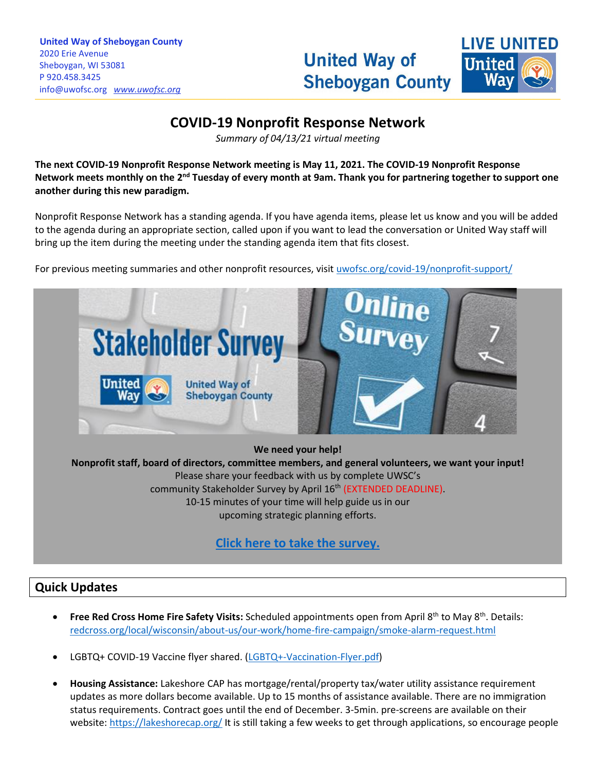**United Way of Sheboygan County**
2020 Erie Avenue
Sheboygan, WI 53081
P 920.458.3425
info@uwofsc.org www.uwofsc.org

# COVID-19 Nonprofit Response Network

*Summary of 04/13/21 virtual meeting*

**The next COVID-19 Nonprofit Response Network meeting is May 11, 2021. The COVID-19 Nonprofit Response Network meets monthly on the 2nd Tuesday of every month at 9am. Thank you for partnering together to support one another during this new paradigm.**

Nonprofit Response Network has a standing agenda. If you have agenda items, please let us know and you will be added to the agenda during an appropriate section, called upon if you want to lead the conversation or United Way staff will bring up the item during the meeting under the standing agenda item that fits closest.

For previous meeting summaries and other nonprofit resources, visit uwofsc.org/covid-19/nonprofit-support/

**We need your help!**
**Nonprofit staff, board of directors, committee members, and general volunteers, we want your input!**
Please share your feedback with us by complete UWSC's community Stakeholder Survey by April 16th (EXTENDED DEADLINE).
10-15 minutes of your time will help guide us in our upcoming strategic planning efforts.

**Click here to take the survey.**

## Quick Updates

- **Free Red Cross Home Fire Safety Visits:** Scheduled appointments open from April 8th to May 8th. Details: redcross.org/local/wisconsin/about-us/our-work/home-fire-campaign/smoke-alarm-request.html
- LGBTQ+ COVID-19 Vaccine flyer shared. (LGBTQ+-Vaccination-Flyer.pdf)
- **Housing Assistance:** Lakeshore CAP has mortgage/rental/property tax/water utility assistance requirement updates as more dollars become available. Up to 15 months of assistance available. There are no immigration status requirements. Contract goes until the end of December. 3-5min. pre-screens are available on their website: https://lakeshorecap.org/ It is still taking a few weeks to get through applications, so encourage people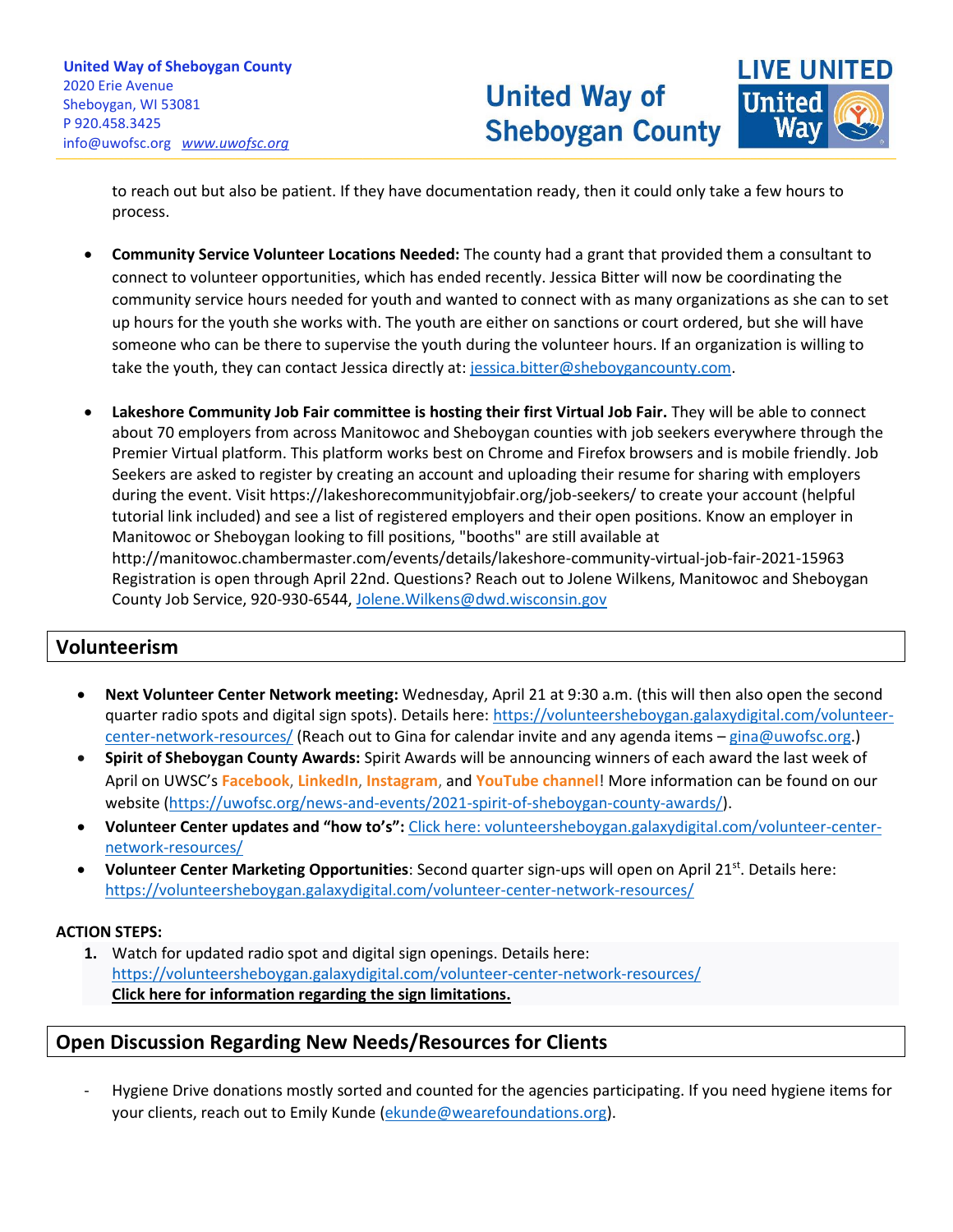to reach out but also be patient. If they have documentation ready, then it could only take a few hours to process.

- **Community Service Volunteer Locations Needed:** The county had a grant that provided them a consultant to connect to volunteer opportunities, which has ended recently. Jessica Bitter will now be coordinating the community service hours needed for youth and wanted to connect with as many organizations as she can to set up hours for the youth she works with. The youth are either on sanctions or court ordered, but she will have someone who can be there to supervise the youth during the volunteer hours. If an organization is willing to take the youth, they can contact Jessica directly at: jessica.bitter@sheboygancounty.com.

- **Lakeshore Community Job Fair committee is hosting their first Virtual Job Fair.** They will be able to connect about 70 employers from across Manitowoc and Sheboygan counties with job seekers everywhere through the Premier Virtual platform. This platform works best on Chrome and Firefox browsers and is mobile friendly. Job Seekers are asked to register by creating an account and uploading their resume for sharing with employers during the event. Visit https://lakeshorecommunityjobfair.org/job-seekers/ to create your account (helpful tutorial link included) and see a list of registered employers and their open positions. Know an employer in Manitowoc or Sheboygan looking to fill positions, "booths" are still available at http://manitowoc.chambermaster.com/events/details/lakeshore-community-virtual-job-fair-2021-15963 Registration is open through April 22nd. Questions? Reach out to Jolene Wilkens, Manitowoc and Sheboygan County Job Service, 920-930-6544, Jolene.Wilkens@dwd.wisconsin.gov

## Volunteerism

- **Next Volunteer Center Network meeting:** Wednesday, April 21 at 9:30 a.m. (this will then also open the second quarter radio spots and digital sign spots). Details here: https://volunteersheboygan.galaxydigital.com/volunteer-center-network-resources/ (Reach out to Gina for calendar invite and any agenda items – gina@uwofsc.org.)
- **Spirit of Sheboygan County Awards:** Spirit Awards will be announcing winners of each award the last week of April on UWSC's **Facebook**, **LinkedIn**, **Instagram**, and **YouTube channel**! More information can be found on our website (https://uwofsc.org/news-and-events/2021-spirit-of-sheboygan-county-awards/).
- **Volunteer Center updates and "how to's":** Click here: volunteersheboygan.galaxydigital.com/volunteer-center-network-resources/
- **Volunteer Center Marketing Opportunities**: Second quarter sign-ups will open on April 21st. Details here: https://volunteersheboygan.galaxydigital.com/volunteer-center-network-resources/

**ACTION STEPS:**

1. Watch for updated radio spot and digital sign openings. Details here: https://volunteersheboygan.galaxydigital.com/volunteer-center-network-resources/
   **Click here for information regarding the sign limitations.**

## Open Discussion Regarding New Needs/Resources for Clients

- Hygiene Drive donations mostly sorted and counted for the agencies participating. If you need hygiene items for your clients, reach out to Emily Kunde (ekunde@wearefoundations.org).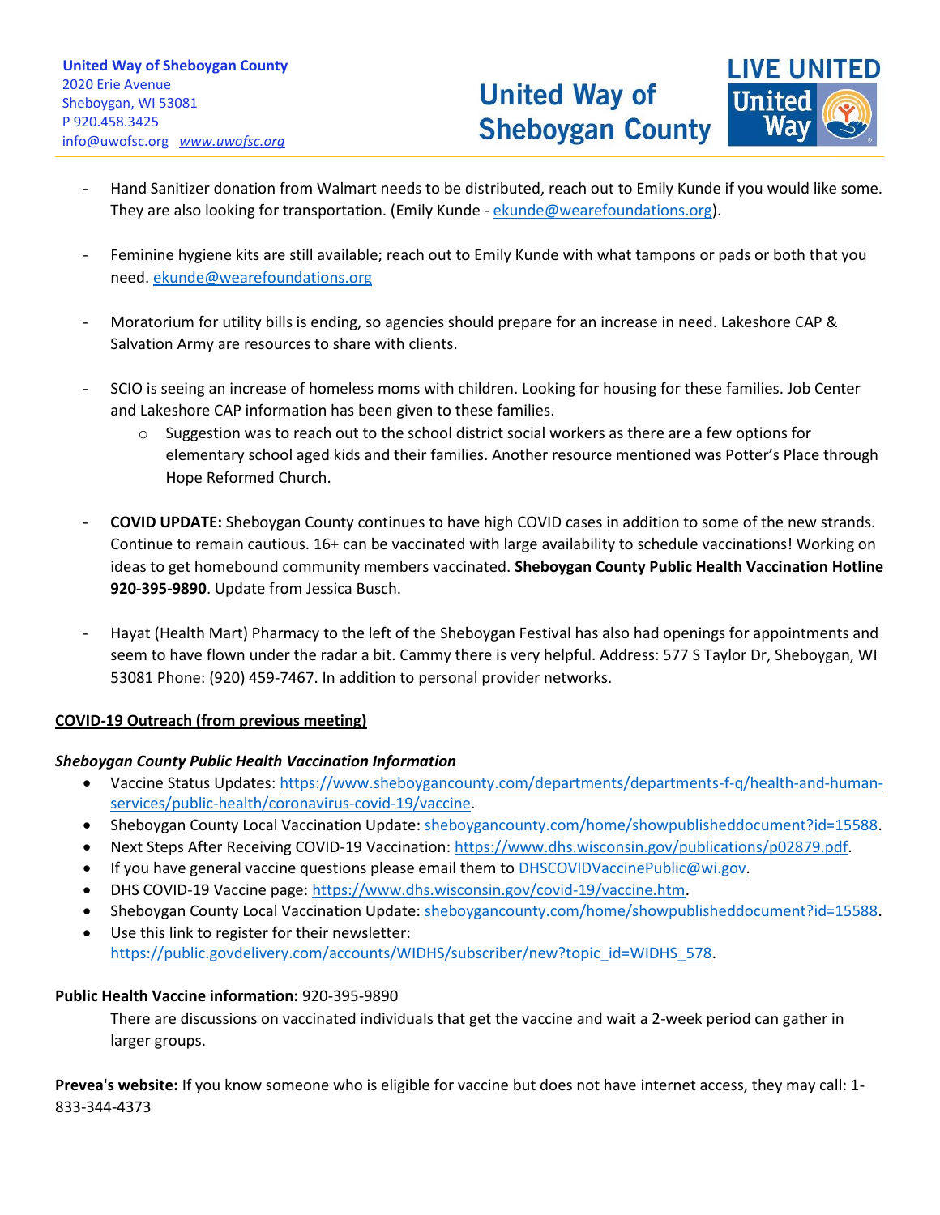- Hand Sanitizer donation from Walmart needs to be distributed, reach out to Emily Kunde if you would like some. They are also looking for transportation. (Emily Kunde - ekunde@wearefoundations.org).

- Feminine hygiene kits are still available; reach out to Emily Kunde with what tampons or pads or both that you need. ekunde@wearefoundations.org

- Moratorium for utility bills is ending, so agencies should prepare for an increase in need. Lakeshore CAP & Salvation Army are resources to share with clients.

- SCIO is seeing an increase of homeless moms with children. Looking for housing for these families. Job Center and Lakeshore CAP information has been given to these families.
  - Suggestion was to reach out to the school district social workers as there are a few options for elementary school aged kids and their families. Another resource mentioned was Potter's Place through Hope Reformed Church.

- **COVID UPDATE:** Sheboygan County continues to have high COVID cases in addition to some of the new strands. Continue to remain cautious. 16+ can be vaccinated with large availability to schedule vaccinations! Working on ideas to get homebound community members vaccinated. **Sheboygan County Public Health Vaccination Hotline 920-395-9890**. Update from Jessica Busch.

- Hayat (Health Mart) Pharmacy to the left of the Sheboygan Festival has also had openings for appointments and seem to have flown under the radar a bit. Cammy there is very helpful. Address: 577 S Taylor Dr, Sheboygan, WI 53081 Phone: (920) 459-7467. In addition to personal provider networks.

**COVID-19 Outreach (from previous meeting)**

***Sheboygan County Public Health Vaccination Information***

- Vaccine Status Updates: https://www.sheboygancounty.com/departments/departments-f-q/health-and-human-services/public-health/coronavirus-covid-19/vaccine.
- Sheboygan County Local Vaccination Update: sheboygancounty.com/home/showpublisheddocument?id=15588.
- Next Steps After Receiving COVID-19 Vaccination: https://www.dhs.wisconsin.gov/publications/p02879.pdf.
- If you have general vaccine questions please email them to DHSCOVIDVaccinePublic@wi.gov.
- DHS COVID-19 Vaccine page: https://www.dhs.wisconsin.gov/covid-19/vaccine.htm.
- Sheboygan County Local Vaccination Update: sheboygancounty.com/home/showpublisheddocument?id=15588.
- Use this link to register for their newsletter: https://public.govdelivery.com/accounts/WIDHS/subscriber/new?topic_id=WIDHS_578.

**Public Health Vaccine information:** 920-395-9890

There are discussions on vaccinated individuals that get the vaccine and wait a 2-week period can gather in larger groups.

**Prevea's website:** If you know someone who is eligible for vaccine but does not have internet access, they may call: 1-833-344-4373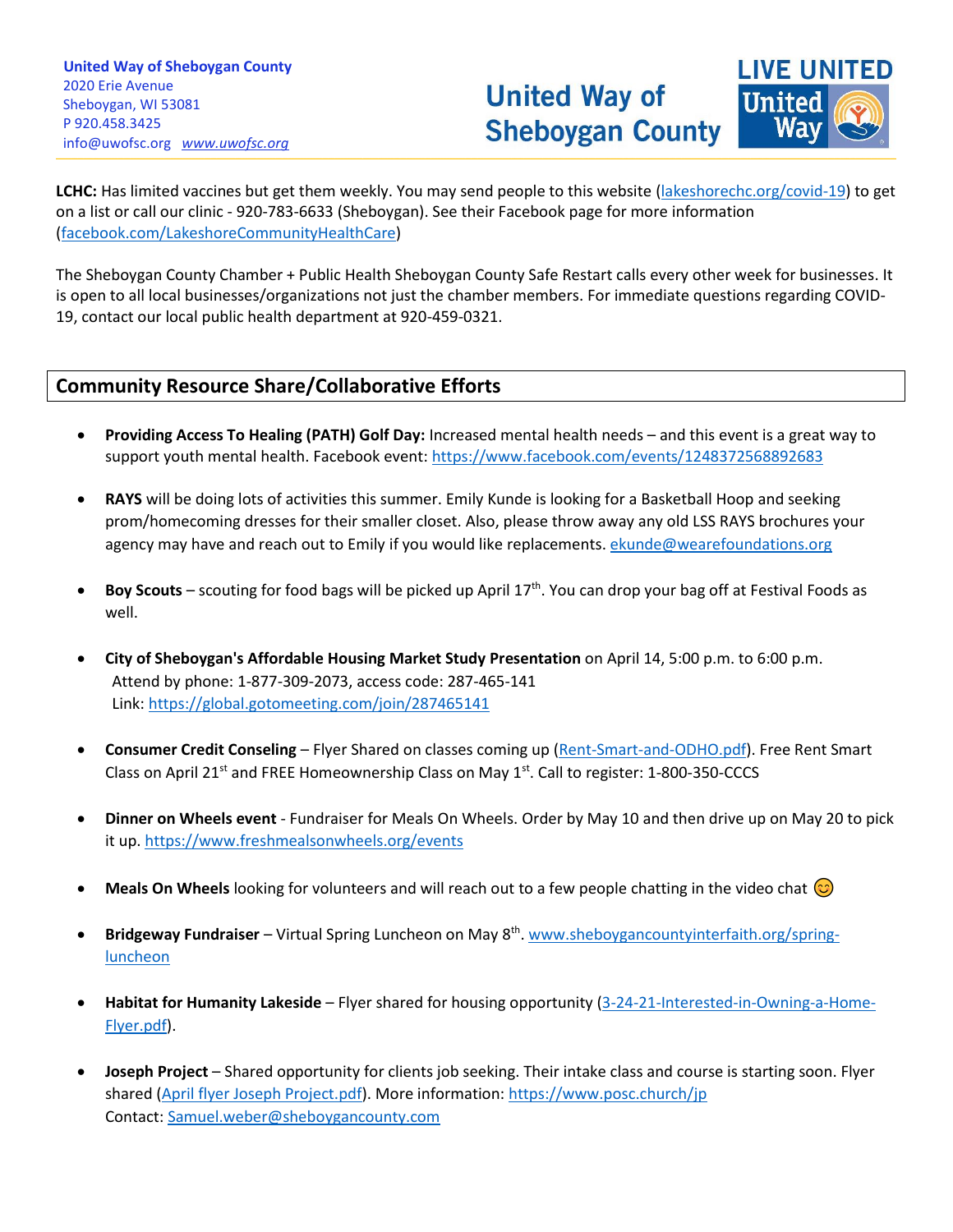**LCHC:** Has limited vaccines but get them weekly. You may send people to this website (lakeshorechc.org/covid-19) to get on a list or call our clinic - 920-783-6633 (Sheboygan). See their Facebook page for more information (facebook.com/LakeshoreCommunityHealthCare)

The Sheboygan County Chamber + Public Health Sheboygan County Safe Restart calls every other week for businesses. It is open to all local businesses/organizations not just the chamber members. For immediate questions regarding COVID-19, contact our local public health department at 920-459-0321.

## Community Resource Share/Collaborative Efforts

- **Providing Access To Healing (PATH) Golf Day:** Increased mental health needs – and this event is a great way to support youth mental health. Facebook event: https://www.facebook.com/events/1248372568892683

- **RAYS** will be doing lots of activities this summer. Emily Kunde is looking for a Basketball Hoop and seeking prom/homecoming dresses for their smaller closet. Also, please throw away any old LSS RAYS brochures your agency may have and reach out to Emily if you would like replacements. ekunde@wearefoundations.org

- **Boy Scouts** – scouting for food bags will be picked up April 17th. You can drop your bag off at Festival Foods as well.

- **City of Sheboygan's Affordable Housing Market Study Presentation** on April 14, 5:00 p.m. to 6:00 p.m.
  Attend by phone: 1-877-309-2073, access code: 287-465-141
  Link: https://global.gotomeeting.com/join/287465141

- **Consumer Credit Conseling** – Flyer Shared on classes coming up (Rent-Smart-and-ODHO.pdf). Free Rent Smart Class on April 21st and FREE Homeownership Class on May 1st. Call to register: 1-800-350-CCCS

- **Dinner on Wheels event** - Fundraiser for Meals On Wheels. Order by May 10 and then drive up on May 20 to pick it up. https://www.freshmealsonwheels.org/events

- **Meals On Wheels** looking for volunteers and will reach out to a few people chatting in the video chat 😊

- **Bridgeway Fundraiser** – Virtual Spring Luncheon on May 8th. www.sheboygancountyinterfaith.org/spring-luncheon

- **Habitat for Humanity Lakeside** – Flyer shared for housing opportunity (3-24-21-Interested-in-Owning-a-Home-Flyer.pdf).

- **Joseph Project** – Shared opportunity for clients job seeking. Their intake class and course is starting soon. Flyer shared (April flyer Joseph Project.pdf). More information: https://www.posc.church/jp
  Contact: Samuel.weber@sheboygancounty.com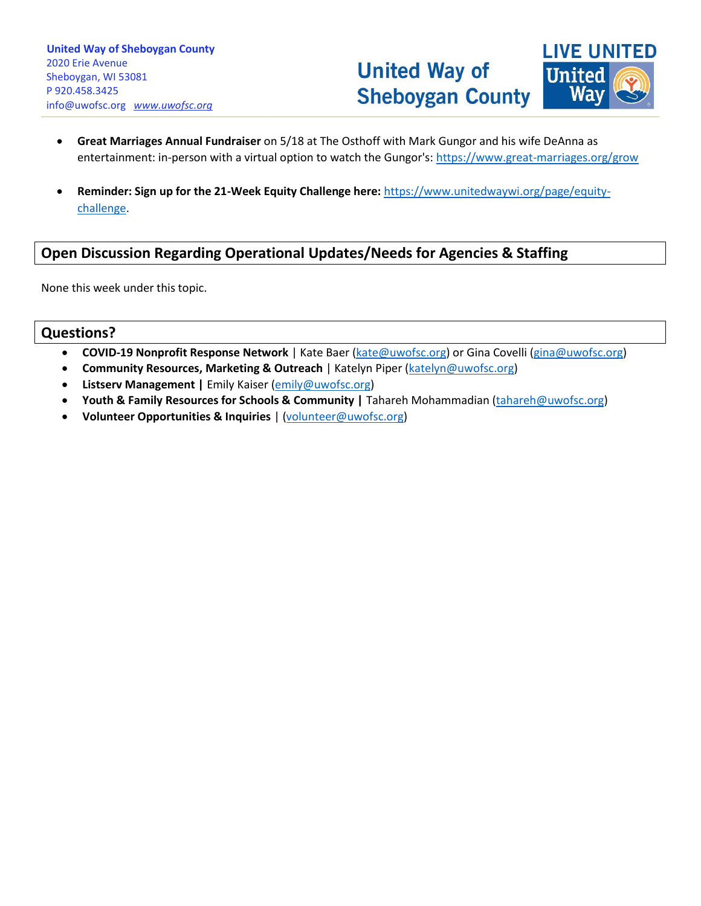- **Great Marriages Annual Fundraiser** on 5/18 at The Osthoff with Mark Gungor and his wife DeAnna as entertainment: in-person with a virtual option to watch the Gungor's: https://www.great-marriages.org/grow

- **Reminder: Sign up for the 21-Week Equity Challenge here:** https://www.unitedwaywi.org/page/equity-challenge.

## Open Discussion Regarding Operational Updates/Needs for Agencies & Staffing

None this week under this topic.

## Questions?

- **COVID-19 Nonprofit Response Network** | Kate Baer (kate@uwofsc.org) or Gina Covelli (gina@uwofsc.org)
- **Community Resources, Marketing & Outreach** | Katelyn Piper (katelyn@uwofsc.org)
- **Listserv Management |** Emily Kaiser (emily@uwofsc.org)
- **Youth & Family Resources for Schools & Community |** Tahareh Mohammadian (tahareh@uwofsc.org)
- **Volunteer Opportunities & Inquiries** | (volunteer@uwofsc.org)